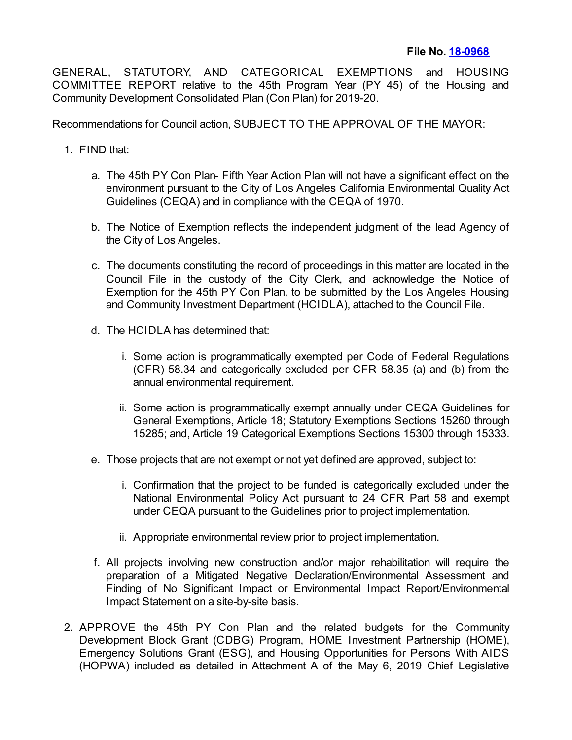**File No. [18-0968]**

GENERAL, STATUTORY, AND CATEGORICAL EXEMPTIONS and HOUSING COMMITTEE REPORT relative to the 45th Program Year (PY 45) of the Housing and Community Development Consolidated Plan (Con Plan) for 2019-20.

Recommendations for Council action, SUBJECT TO THE APPROVAL OF THE MAYOR:

1. FIND that:

   a. The 45th PY Con Plan- Fifth Year Action Plan will not have a significant effect on the environment pursuant to the City of Los Angeles California Environmental Quality Act Guidelines (CEQA) and in compliance with the CEQA of 1970.

   b. The Notice of Exemption reflects the independent judgment of the lead Agency of the City of Los Angeles.

   c. The documents constituting the record of proceedings in this matter are located in the Council File in the custody of the City Clerk, and acknowledge the Notice of Exemption for the 45th PY Con Plan, to be submitted by the Los Angeles Housing and Community Investment Department (HCIDLA), attached to the Council File.

   d. The HCIDLA has determined that:

      i. Some action is programmatically exempted per Code of Federal Regulations (CFR) 58.34 and categorically excluded per CFR 58.35 (a) and (b) from the annual environmental requirement.

      ii. Some action is programmatically exempt annually under CEQA Guidelines for General Exemptions, Article 18; Statutory Exemptions Sections 15260 through 15285; and, Article 19 Categorical Exemptions Sections 15300 through 15333.

   e. Those projects that are not exempt or not yet defined are approved, subject to:

      i. Confirmation that the project to be funded is categorically excluded under the National Environmental Policy Act pursuant to 24 CFR Part 58 and exempt under CEQA pursuant to the Guidelines prior to project implementation.

      ii. Appropriate environmental review prior to project implementation.

   f. All projects involving new construction and/or major rehabilitation will require the preparation of a Mitigated Negative Declaration/Environmental Assessment and Finding of No Significant Impact or Environmental Impact Report/Environmental Impact Statement on a site-by-site basis.

2. APPROVE the 45th PY Con Plan and the related budgets for the Community Development Block Grant (CDBG) Program, HOME Investment Partnership (HOME), Emergency Solutions Grant (ESG), and Housing Opportunities for Persons With AIDS (HOPWA) included as detailed in Attachment A of the May 6, 2019 Chief Legislative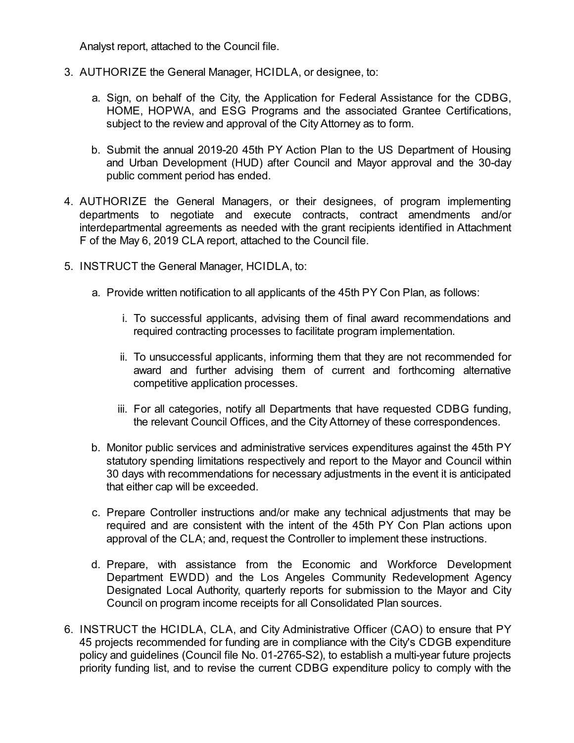Analyst report, attached to the Council file.

3. AUTHORIZE the General Manager, HCIDLA, or designee, to:

   a. Sign, on behalf of the City, the Application for Federal Assistance for the CDBG, HOME, HOPWA, and ESG Programs and the associated Grantee Certifications, subject to the review and approval of the City Attorney as to form.

   b. Submit the annual 2019-20 45th PY Action Plan to the US Department of Housing and Urban Development (HUD) after Council and Mayor approval and the 30-day public comment period has ended.

4. AUTHORIZE the General Managers, or their designees, of program implementing departments to negotiate and execute contracts, contract amendments and/or interdepartmental agreements as needed with the grant recipients identified in Attachment F of the May 6, 2019 CLA report, attached to the Council file.

5. INSTRUCT the General Manager, HCIDLA, to:

   a. Provide written notification to all applicants of the 45th PY Con Plan, as follows:

      i. To successful applicants, advising them of final award recommendations and required contracting processes to facilitate program implementation.

      ii. To unsuccessful applicants, informing them that they are not recommended for award and further advising them of current and forthcoming alternative competitive application processes.

      iii. For all categories, notify all Departments that have requested CDBG funding, the relevant Council Offices, and the City Attorney of these correspondences.

   b. Monitor public services and administrative services expenditures against the 45th PY statutory spending limitations respectively and report to the Mayor and Council within 30 days with recommendations for necessary adjustments in the event it is anticipated that either cap will be exceeded.

   c. Prepare Controller instructions and/or make any technical adjustments that may be required and are consistent with the intent of the 45th PY Con Plan actions upon approval of the CLA; and, request the Controller to implement these instructions.

   d. Prepare, with assistance from the Economic and Workforce Development Department EWDD) and the Los Angeles Community Redevelopment Agency Designated Local Authority, quarterly reports for submission to the Mayor and City Council on program income receipts for all Consolidated Plan sources.

6. INSTRUCT the HCIDLA, CLA, and City Administrative Officer (CAO) to ensure that PY 45 projects recommended for funding are in compliance with the City's CDGB expenditure policy and guidelines (Council file No. 01-2765-S2), to establish a multi-year future projects priority funding list, and to revise the current CDBG expenditure policy to comply with the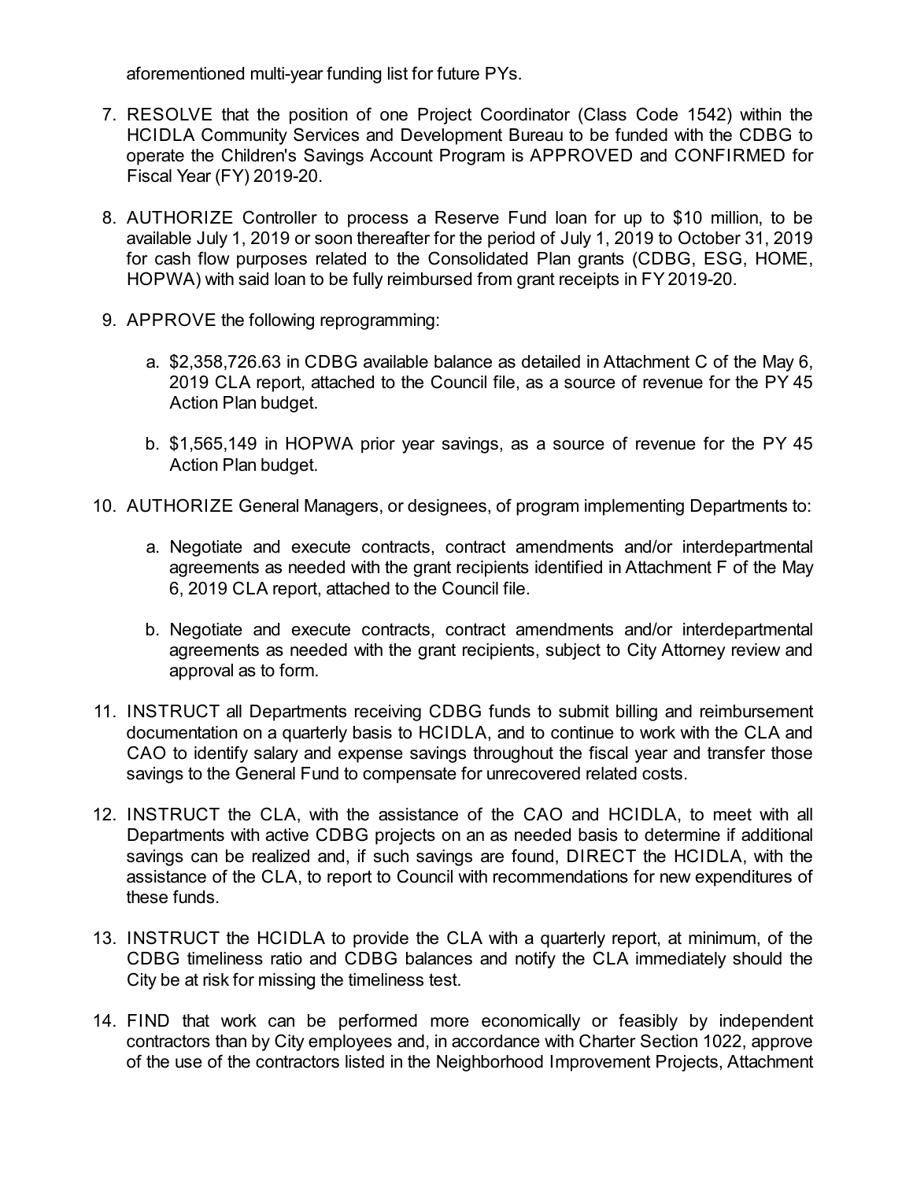aforementioned multi-year funding list for future PYs.

7. RESOLVE that the position of one Project Coordinator (Class Code 1542) within the HCIDLA Community Services and Development Bureau to be funded with the CDBG to operate the Children's Savings Account Program is APPROVED and CONFIRMED for Fiscal Year (FY) 2019-20.

8. AUTHORIZE Controller to process a Reserve Fund loan for up to $10 million, to be available July 1, 2019 or soon thereafter for the period of July 1, 2019 to October 31, 2019 for cash flow purposes related to the Consolidated Plan grants (CDBG, ESG, HOME, HOPWA) with said loan to be fully reimbursed from grant receipts in FY 2019-20.

9. APPROVE the following reprogramming:

   a. $2,358,726.63 in CDBG available balance as detailed in Attachment C of the May 6, 2019 CLA report, attached to the Council file, as a source of revenue for the PY 45 Action Plan budget.

   b. $1,565,149 in HOPWA prior year savings, as a source of revenue for the PY 45 Action Plan budget.

10. AUTHORIZE General Managers, or designees, of program implementing Departments to:

    a. Negotiate and execute contracts, contract amendments and/or interdepartmental agreements as needed with the grant recipients identified in Attachment F of the May 6, 2019 CLA report, attached to the Council file.

    b. Negotiate and execute contracts, contract amendments and/or interdepartmental agreements as needed with the grant recipients, subject to City Attorney review and approval as to form.

11. INSTRUCT all Departments receiving CDBG funds to submit billing and reimbursement documentation on a quarterly basis to HCIDLA, and to continue to work with the CLA and CAO to identify salary and expense savings throughout the fiscal year and transfer those savings to the General Fund to compensate for unrecovered related costs.

12. INSTRUCT the CLA, with the assistance of the CAO and HCIDLA, to meet with all Departments with active CDBG projects on an as needed basis to determine if additional savings can be realized and, if such savings are found, DIRECT the HCIDLA, with the assistance of the CLA, to report to Council with recommendations for new expenditures of these funds.

13. INSTRUCT the HCIDLA to provide the CLA with a quarterly report, at minimum, of the CDBG timeliness ratio and CDBG balances and notify the CLA immediately should the City be at risk for missing the timeliness test.

14. FIND that work can be performed more economically or feasibly by independent contractors than by City employees and, in accordance with Charter Section 1022, approve of the use of the contractors listed in the Neighborhood Improvement Projects, Attachment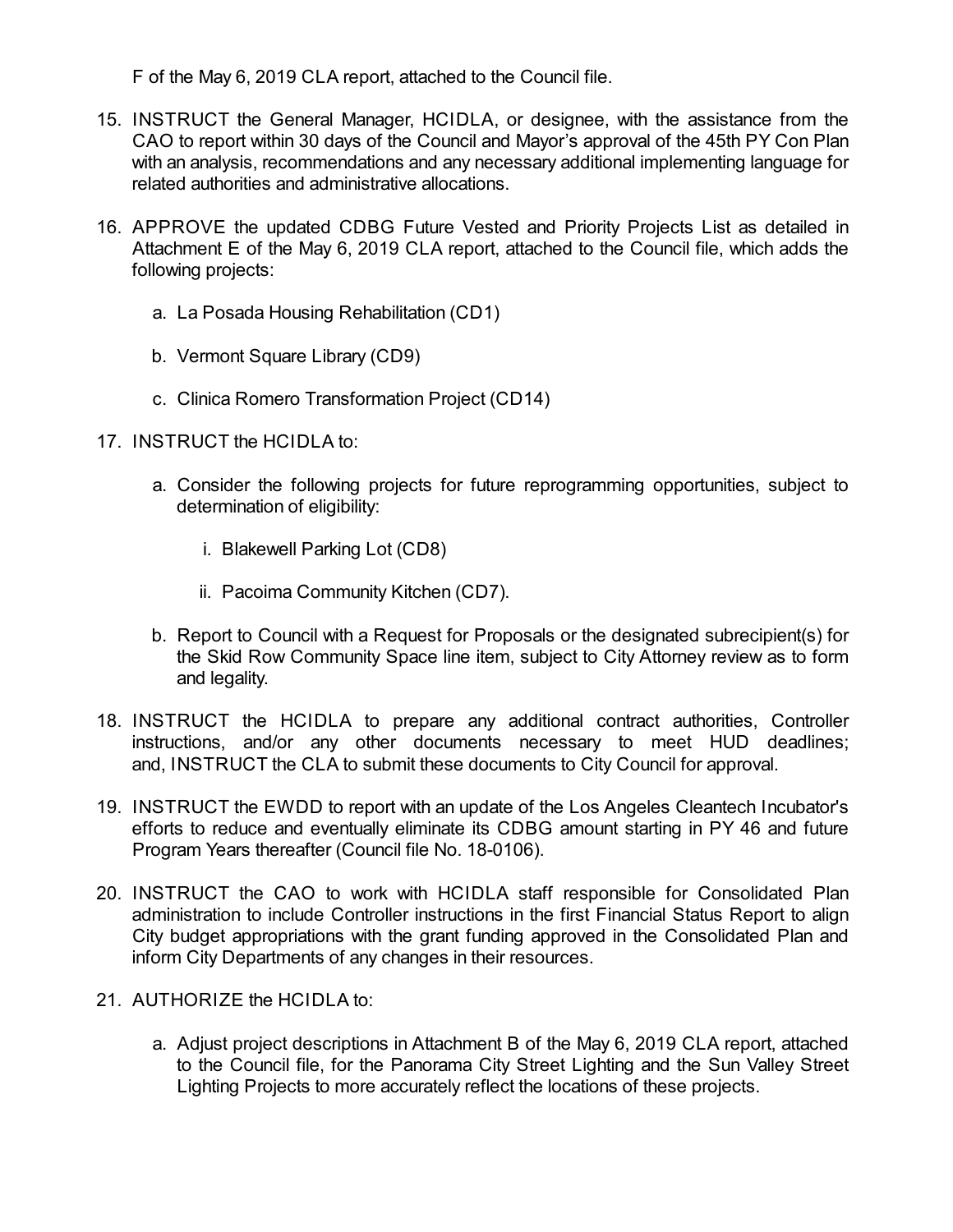F of the May 6, 2019 CLA report, attached to the Council file.

15. INSTRUCT the General Manager, HCIDLA, or designee, with the assistance from the CAO to report within 30 days of the Council and Mayor's approval of the 45th PY Con Plan with an analysis, recommendations and any necessary additional implementing language for related authorities and administrative allocations.

16. APPROVE the updated CDBG Future Vested and Priority Projects List as detailed in Attachment E of the May 6, 2019 CLA report, attached to the Council file, which adds the following projects:

    a. La Posada Housing Rehabilitation (CD1)

    b. Vermont Square Library (CD9)

    c. Clinica Romero Transformation Project (CD14)

17. INSTRUCT the HCIDLA to:

    a. Consider the following projects for future reprogramming opportunities, subject to determination of eligibility:

        i. Blakewell Parking Lot (CD8)

        ii. Pacoima Community Kitchen (CD7).

    b. Report to Council with a Request for Proposals or the designated subrecipient(s) for the Skid Row Community Space line item, subject to City Attorney review as to form and legality.

18. INSTRUCT the HCIDLA to prepare any additional contract authorities, Controller instructions, and/or any other documents necessary to meet HUD deadlines; and, INSTRUCT the CLA to submit these documents to City Council for approval.

19. INSTRUCT the EWDD to report with an update of the Los Angeles Cleantech Incubator's efforts to reduce and eventually eliminate its CDBG amount starting in PY 46 and future Program Years thereafter (Council file No. 18-0106).

20. INSTRUCT the CAO to work with HCIDLA staff responsible for Consolidated Plan administration to include Controller instructions in the first Financial Status Report to align City budget appropriations with the grant funding approved in the Consolidated Plan and inform City Departments of any changes in their resources.

21. AUTHORIZE the HCIDLA to:

    a. Adjust project descriptions in Attachment B of the May 6, 2019 CLA report, attached to the Council file, for the Panorama City Street Lighting and the Sun Valley Street Lighting Projects to more accurately reflect the locations of these projects.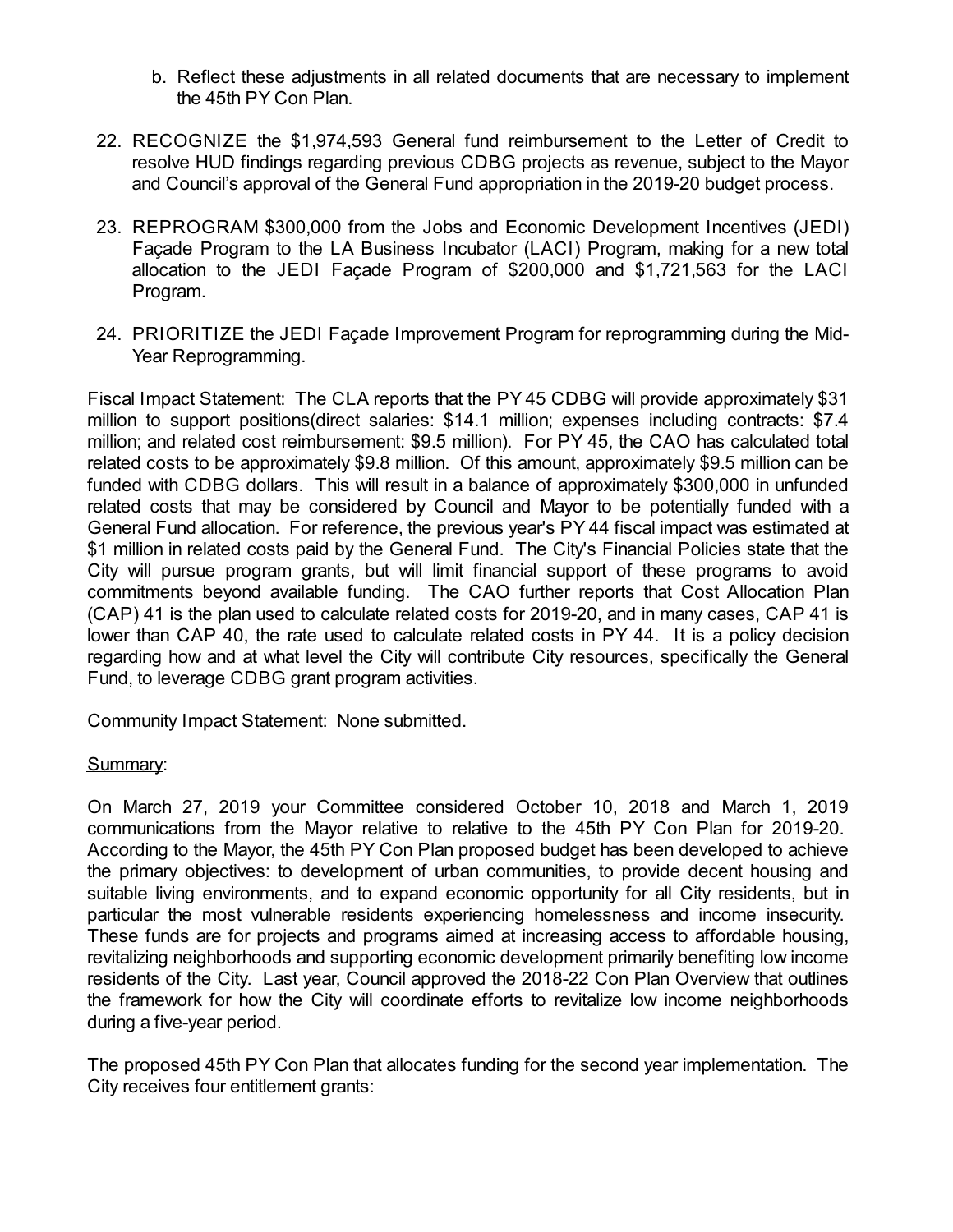b. Reflect these adjustments in all related documents that are necessary to implement the 45th PY Con Plan.

22. RECOGNIZE the $1,974,593 General fund reimbursement to the Letter of Credit to resolve HUD findings regarding previous CDBG projects as revenue, subject to the Mayor and Council's approval of the General Fund appropriation in the 2019-20 budget process.

23. REPROGRAM $300,000 from the Jobs and Economic Development Incentives (JEDI) Façade Program to the LA Business Incubator (LACI) Program, making for a new total allocation to the JEDI Façade Program of $200,000 and $1,721,563 for the LACI Program.

24. PRIORITIZE the JEDI Façade Improvement Program for reprogramming during the Mid-Year Reprogramming.

<u>Fiscal Impact Statement</u>: The CLA reports that the PY 45 CDBG will provide approximately $31 million to support positions(direct salaries: $14.1 million; expenses including contracts: $7.4 million; and related cost reimbursement: $9.5 million). For PY 45, the CAO has calculated total related costs to be approximately $9.8 million. Of this amount, approximately $9.5 million can be funded with CDBG dollars. This will result in a balance of approximately $300,000 in unfunded related costs that may be considered by Council and Mayor to be potentially funded with a General Fund allocation. For reference, the previous year's PY 44 fiscal impact was estimated at $1 million in related costs paid by the General Fund. The City's Financial Policies state that the City will pursue program grants, but will limit financial support of these programs to avoid commitments beyond available funding. The CAO further reports that Cost Allocation Plan (CAP) 41 is the plan used to calculate related costs for 2019-20, and in many cases, CAP 41 is lower than CAP 40, the rate used to calculate related costs in PY 44. It is a policy decision regarding how and at what level the City will contribute City resources, specifically the General Fund, to leverage CDBG grant program activities.

<u>Community Impact Statement</u>: None submitted.

<u>Summary</u>:

On March 27, 2019 your Committee considered October 10, 2018 and March 1, 2019 communications from the Mayor relative to relative to the 45th PY Con Plan for 2019-20. According to the Mayor, the 45th PY Con Plan proposed budget has been developed to achieve the primary objectives: to development of urban communities, to provide decent housing and suitable living environments, and to expand economic opportunity for all City residents, but in particular the most vulnerable residents experiencing homelessness and income insecurity. These funds are for projects and programs aimed at increasing access to affordable housing, revitalizing neighborhoods and supporting economic development primarily benefiting low income residents of the City. Last year, Council approved the 2018-22 Con Plan Overview that outlines the framework for how the City will coordinate efforts to revitalize low income neighborhoods during a five-year period.

The proposed 45th PY Con Plan that allocates funding for the second year implementation. The City receives four entitlement grants: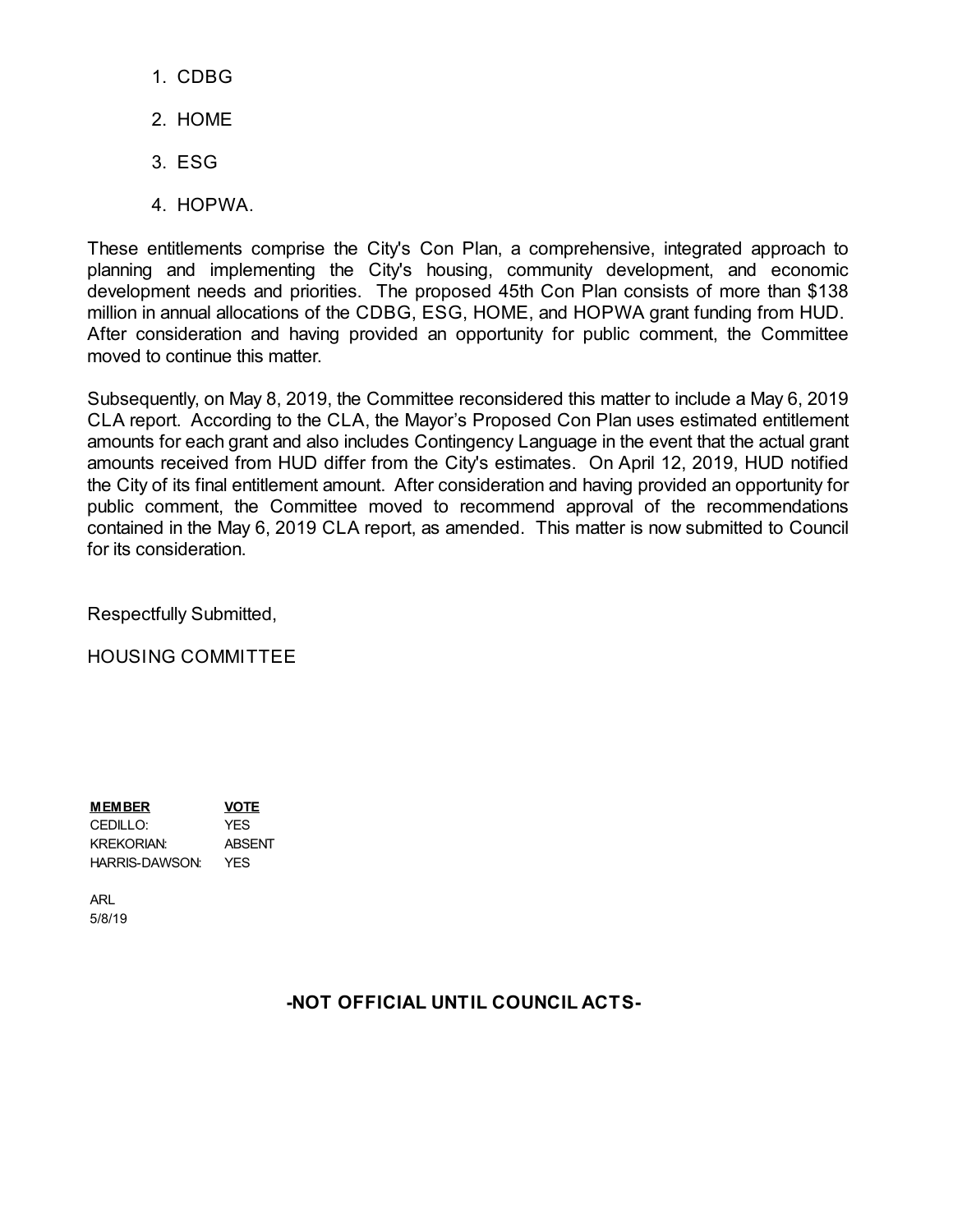1. CDBG
2. HOME
3. ESG
4. HOPWA.

These entitlements comprise the City's Con Plan, a comprehensive, integrated approach to planning and implementing the City's housing, community development, and economic development needs and priorities. The proposed 45th Con Plan consists of more than $138 million in annual allocations of the CDBG, ESG, HOME, and HOPWA grant funding from HUD. After consideration and having provided an opportunity for public comment, the Committee moved to continue this matter.

Subsequently, on May 8, 2019, the Committee reconsidered this matter to include a May 6, 2019 CLA report. According to the CLA, the Mayor's Proposed Con Plan uses estimated entitlement amounts for each grant and also includes Contingency Language in the event that the actual grant amounts received from HUD differ from the City's estimates. On April 12, 2019, HUD notified the City of its final entitlement amount. After consideration and having provided an opportunity for public comment, the Committee moved to recommend approval of the recommendations contained in the May 6, 2019 CLA report, as amended. This matter is now submitted to Council for its consideration.

Respectfully Submitted,

HOUSING COMMITTEE

| MEMBER | VOTE |
|---|---|
| CEDILLO: | YES |
| KREKORIAN: | ABSENT |
| HARRIS-DAWSON: | YES |

ARL
5/8/19

**-NOT OFFICIAL UNTIL COUNCIL ACTS-**